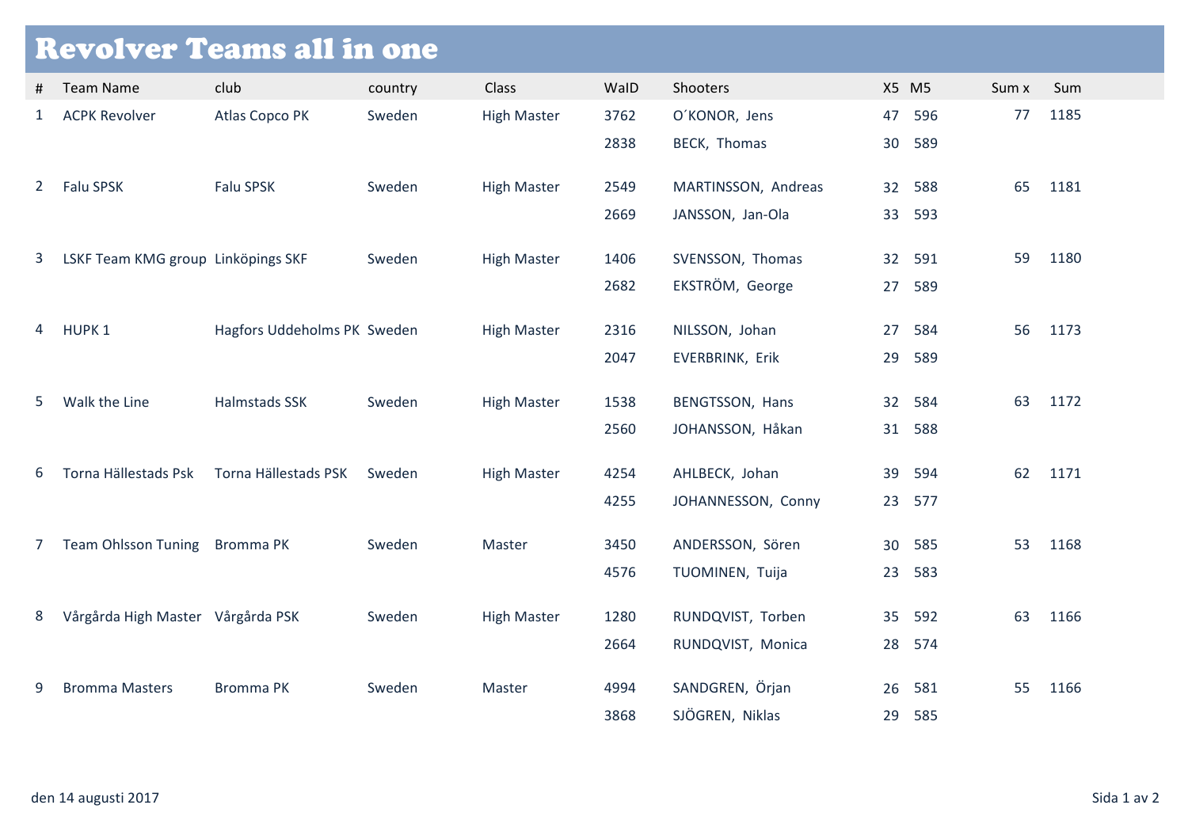# Revolver Teams all in one

| # | Team Name | club | country | Class | WaID | Shooters | X5 | M5 | Sum x | Sum |
|---|---|---|---|---|---|---|---|---|---|---|
| 1 | ACPK Revolver | Atlas Copco PK | Sweden | High Master | 3762 | O´KONOR, Jens | 47 | 596 | 77 | 1185 |
| | | | | | 2838 | BECK, Thomas | 30 | 589 | | |
| 2 | Falu SPSK | Falu SPSK | Sweden | High Master | 2549 | MARTINSSON, Andreas | 32 | 588 | 65 | 1181 |
| | | | | | 2669 | JANSSON, Jan-Ola | 33 | 593 | | |
| 3 | LSKF Team KMG group | Linköpings SKF | Sweden | High Master | 1406 | SVENSSON, Thomas | 32 | 591 | 59 | 1180 |
| | | | | | 2682 | EKSTRÖM, George | 27 | 589 | | |
| 4 | HUPK 1 | Hagfors Uddeholms PK | Sweden | High Master | 2316 | NILSSON, Johan | 27 | 584 | 56 | 1173 |
| | | | | | 2047 | EVERBRINK, Erik | 29 | 589 | | |
| 5 | Walk the Line | Halmstads SSK | Sweden | High Master | 1538 | BENGTSSON, Hans | 32 | 584 | 63 | 1172 |
| | | | | | 2560 | JOHANSSON, Håkan | 31 | 588 | | |
| 6 | Torna Hällestads Psk | Torna Hällestads PSK | Sweden | High Master | 4254 | AHLBECK, Johan | 39 | 594 | 62 | 1171 |
| | | | | | 4255 | JOHANNESSON, Conny | 23 | 577 | | |
| 7 | Team Ohlsson Tuning | Bromma PK | Sweden | Master | 3450 | ANDERSSON, Sören | 30 | 585 | 53 | 1168 |
| | | | | | 4576 | TUOMINEN, Tuija | 23 | 583 | | |
| 8 | Vårgårda High Master | Vårgårda PSK | Sweden | High Master | 1280 | RUNDQVIST, Torben | 35 | 592 | 63 | 1166 |
| | | | | | 2664 | RUNDQVIST, Monica | 28 | 574 | | |
| 9 | Bromma Masters | Bromma PK | Sweden | Master | 4994 | SANDGREN, Örjan | 26 | 581 | 55 | 1166 |
| | | | | | 3868 | SJÖGREN, Niklas | 29 | 585 | | |

den 14 augusti 2017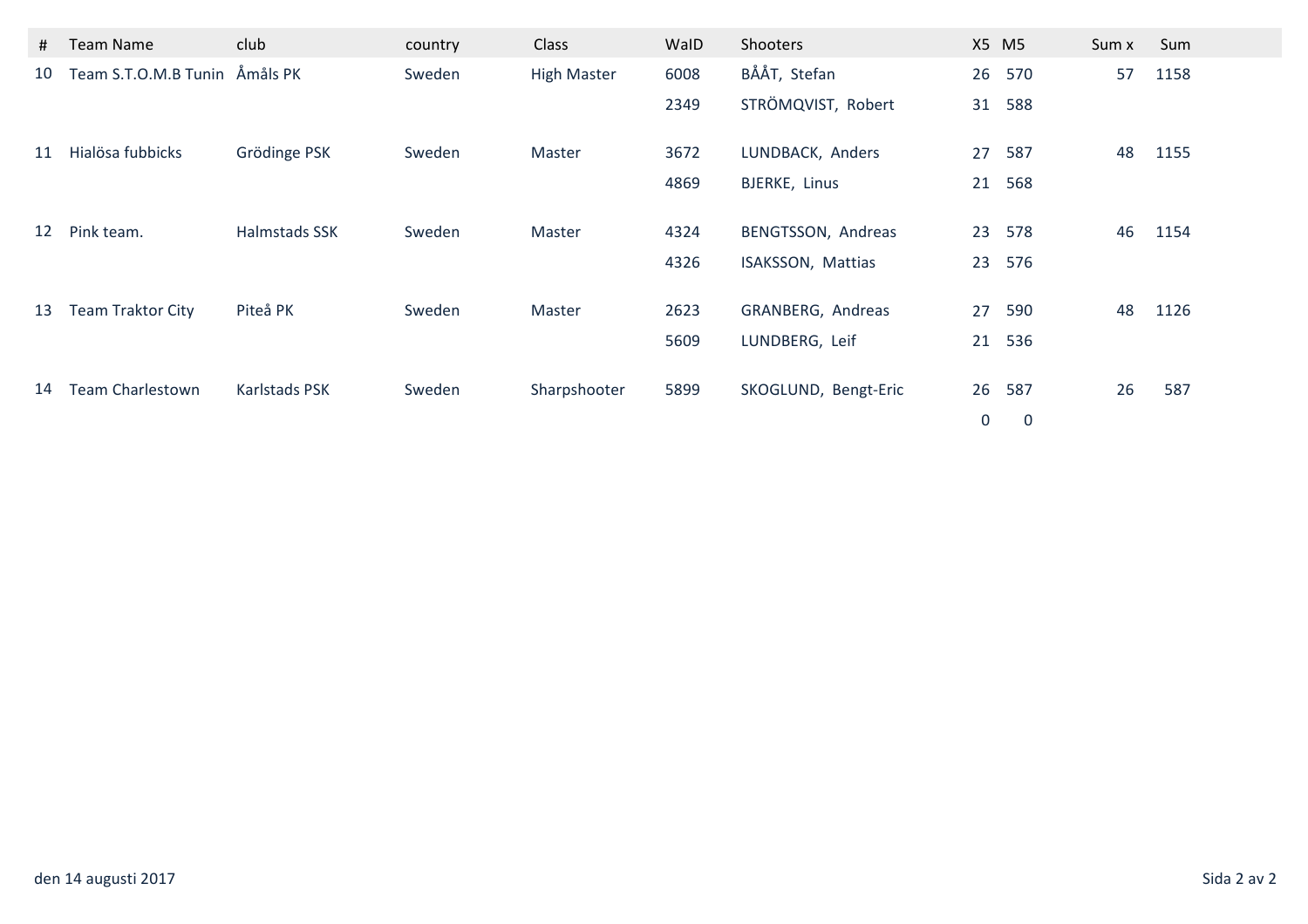| # | Team Name | club | country | Class | WaID | Shooters | X5 | M5 | Sum x | Sum |
|---|---|---|---|---|---|---|---|---|---|---|
| 10 | Team S.T.O.M.B Tunin | Åmåls PK | Sweden | High Master | 6008 | BÅÅT, Stefan | 26 | 570 | 57 | 1158 |
| | | | | | 2349 | STRÖMQVIST, Robert | 31 | 588 | | |
| 11 | Hialösa fubbicks | Grödinge PSK | Sweden | Master | 3672 | LUNDBACK, Anders | 27 | 587 | 48 | 1155 |
| | | | | | 4869 | BJERKE, Linus | 21 | 568 | | |
| 12 | Pink team. | Halmstads SSK | Sweden | Master | 4324 | BENGTSSON, Andreas | 23 | 578 | 46 | 1154 |
| | | | | | 4326 | ISAKSSON, Mattias | 23 | 576 | | |
| 13 | Team Traktor City | Piteå PK | Sweden | Master | 2623 | GRANBERG, Andreas | 27 | 590 | 48 | 1126 |
| | | | | | 5609 | LUNDBERG, Leif | 21 | 536 | | |
| 14 | Team Charlestown | Karlstads PSK | Sweden | Sharpshooter | 5899 | SKOGLUND, Bengt-Eric | 26 | 587 | 26 | 587 |
| | | | | | | | 0 | 0 | | |

den 14 augusti 2017